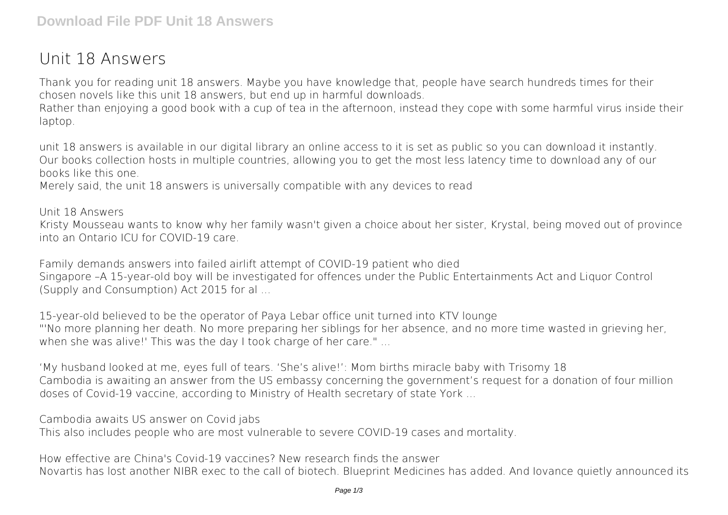# Unit 18 Answers

Thank you for reading unit 18 answers. Maybe you have knowledge that, people have search hundreds times for their chosen novels like this unit 18 answers, but end up in harmful downloads.

Rather than enjoying a good book with a cup of tea in the afternoon, instead they cope with some harmful virus inside their laptop.

unit 18 answers is available in our digital library an online access to it is set as public so you can download it instantly.

Our books collection hosts in multiple countries, allowing you to get the most less latency time to download any of our books like this one.

Merely said, the unit 18 answers is universally compatible with any devices to read

**Unit 18 Answers**

Kristy Mousseau wants to know why her family wasn't given a choice about her sister, Krystal, being moved out of province into an Ontario ICU for COVID-19 care.

**Family demands answers into failed airlift attempt of COVID-19 patient who died**

Singapore –A 15-year-old boy will be investigated for offences under the Public Entertainments Act and Liquor Control (Supply and Consumption) Act 2015 for al ...

**15-year-old believed to be the operator of Paya Lebar office unit turned into KTV lounge**

"'No more planning her death. No more preparing her siblings for her absence, and no more time wasted in grieving her, when she was alive!' This was the day I took charge of her care." ...

**'My husband looked at me, eyes full of tears. 'She's alive!': Mom births miracle baby with Trisomy 18**

Cambodia is awaiting an answer from the US embassy concerning the government's request for a donation of four million doses of Covid-19 vaccine, according to Ministry of Health secretary of state York ...

**Cambodia awaits US answer on Covid jabs**

This also includes people who are most vulnerable to severe COVID-19 cases and mortality.

**How effective are China's Covid-19 vaccines? New research finds the answer**

Novartis has lost another NIBR exec to the call of biotech. Blueprint Medicines has added. And Iovance quietly announced its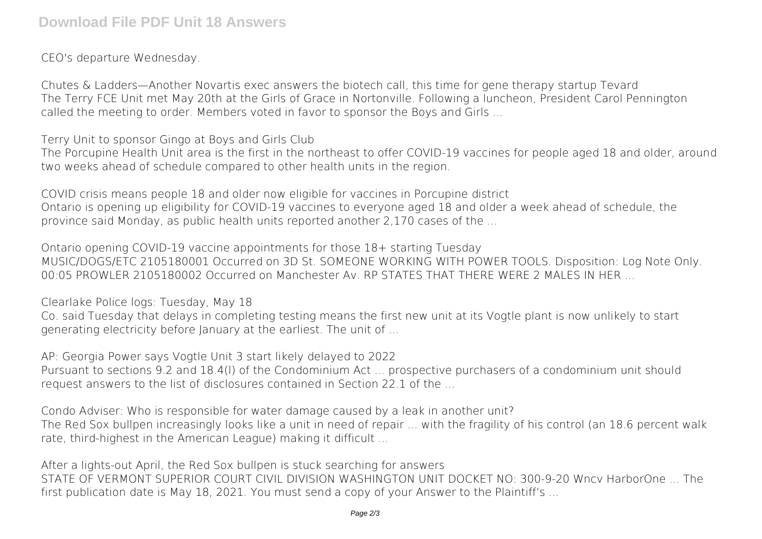CEO's departure Wednesday.

**Chutes & Ladders—Another Novartis exec answers the biotech call, this time for gene therapy startup Tevard**

The Terry FCE Unit met May 20th at the Girls of Grace in Nortonville. Following a luncheon, President Carol Pennington called the meeting to order. Members voted in favor to sponsor the Boys and Girls ...

**Terry Unit to sponsor Gingo at Boys and Girls Club**

The Porcupine Health Unit area is the first in the northeast to offer COVID-19 vaccines for people aged 18 and older, around two weeks ahead of schedule compared to other health units in the region.

**COVID crisis means people 18 and older now eligible for vaccines in Porcupine district**

Ontario is opening up eligibility for COVID-19 vaccines to everyone aged 18 and older a week ahead of schedule, the province said Monday, as public health units reported another 2,170 cases of the ...

**Ontario opening COVID-19 vaccine appointments for those 18+ starting Tuesday**

MUSIC/DOGS/ETC 2105180001 Occurred on 3D St. SOMEONE WORKING WITH POWER TOOLS. Disposition: Log Note Only. 00:05 PROWLER 2105180002 Occurred on Manchester Av. RP STATES THAT THERE WERE 2 MALES IN HER ...

**Clearlake Police logs: Tuesday, May 18**

Co. said Tuesday that delays in completing testing means the first new unit at its Vogtle plant is now unlikely to start generating electricity before January at the earliest. The unit of ...

**AP: Georgia Power says Vogtle Unit 3 start likely delayed to 2022**

Pursuant to sections 9.2 and 18.4(l) of the Condominium Act ... prospective purchasers of a condominium unit should request answers to the list of disclosures contained in Section 22.1 of the ...

**Condo Adviser: Who is responsible for water damage caused by a leak in another unit?**

The Red Sox bullpen increasingly looks like a unit in need of repair ... with the fragility of his control (an 18.6 percent walk rate, third-highest in the American League) making it difficult ...

**After a lights-out April, the Red Sox bullpen is stuck searching for answers**

STATE OF VERMONT SUPERIOR COURT CIVIL DIVISION WASHINGTON UNIT DOCKET NO: 300-9-20 Wncv HarborOne ... The first publication date is May 18, 2021. You must send a copy of your Answer to the Plaintiff's ...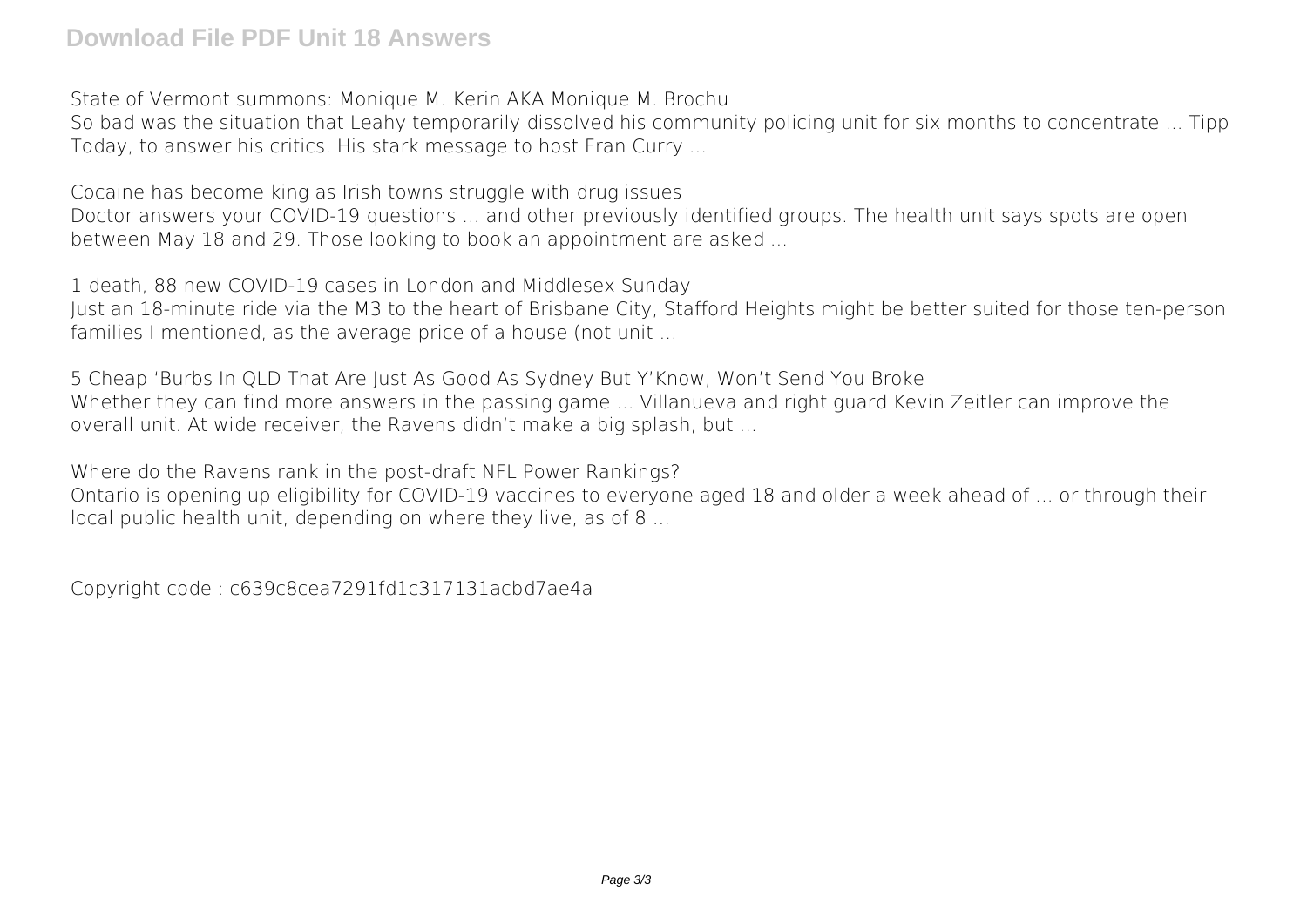State of Vermont summons: Monique M. Kerin AKA Monique M. Brochu

So bad was the situation that Leahy temporarily dissolved his community policing unit for six months to concentrate ... Tipp Today, to answer his critics. His stark message to host Fran Curry ...

Cocaine has become king as Irish towns struggle with drug issues

Doctor answers your COVID-19 questions ... and other previously identified groups. The health unit says spots are open between May 18 and 29. Those looking to book an appointment are asked ...

1 death, 88 new COVID-19 cases in London and Middlesex Sunday

Just an 18-minute ride via the M3 to the heart of Brisbane City, Stafford Heights might be better suited for those ten-person families I mentioned, as the average price of a house (not unit ...

5 Cheap 'Burbs In QLD That Are Just As Good As Sydney But Y'Know, Won't Send You Broke

Whether they can find more answers in the passing game ... Villanueva and right guard Kevin Zeitler can improve the overall unit. At wide receiver, the Ravens didn't make a big splash, but ...

Where do the Ravens rank in the post-draft NFL Power Rankings?

Ontario is opening up eligibility for COVID-19 vaccines to everyone aged 18 and older a week ahead of ... or through their local public health unit, depending on where they live, as of 8 ...

Copyright code : c639c8cea7291fd1c317131acbd7ae4a